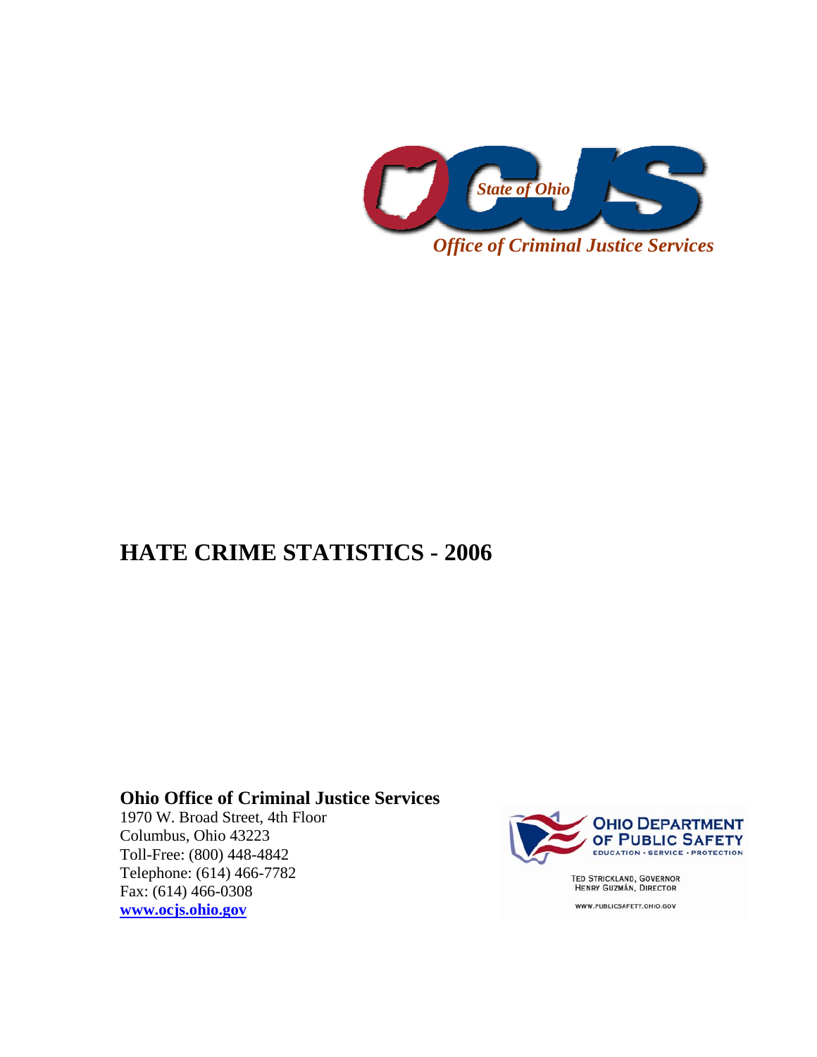State of Ohio

*Office of Criminal Justice Services*

# HATE CRIME STATISTICS - 2006

**Ohio Office of Criminal Justice Services**
1970 W. Broad Street, 4th Floor
Columbus, Ohio 43223
Toll-Free: (800) 448-4842
Telephone: (614) 466-7782
Fax: (614) 466-0308
**www.ocjs.ohio.gov**

OHIO DEPARTMENT OF PUBLIC SAFETY
EDUCATION • SERVICE • PROTECTION

TED STRICKLAND, GOVERNOR
HENRY GUZMÁN, DIRECTOR

WWW.PUBLICSAFETY.OHIO.GOV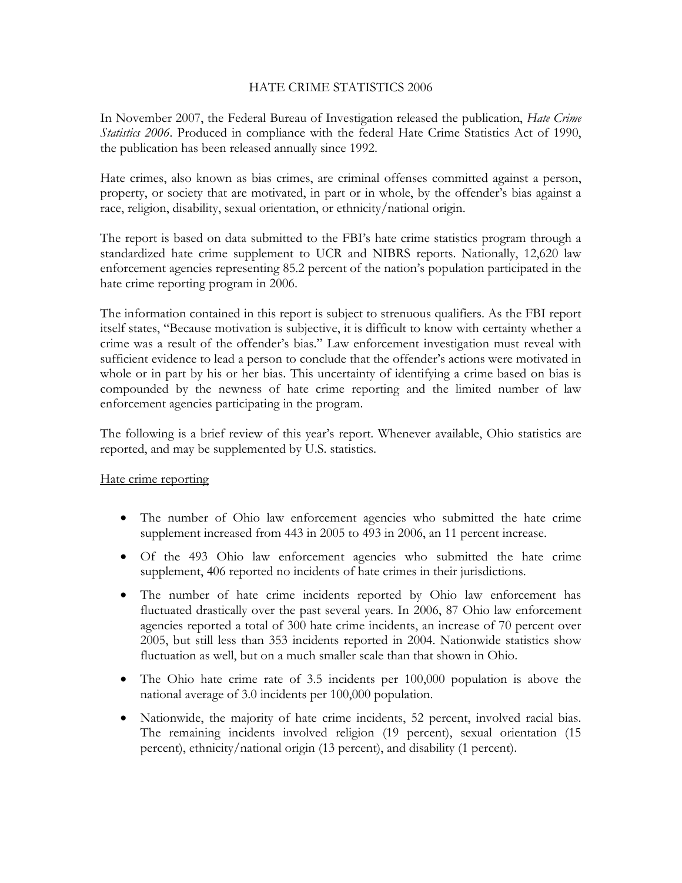# HATE CRIME STATISTICS 2006

In November 2007, the Federal Bureau of Investigation released the publication, *Hate Crime Statistics 2006*. Produced in compliance with the federal Hate Crime Statistics Act of 1990, the publication has been released annually since 1992.

Hate crimes, also known as bias crimes, are criminal offenses committed against a person, property, or society that are motivated, in part or in whole, by the offender's bias against a race, religion, disability, sexual orientation, or ethnicity/national origin.

The report is based on data submitted to the FBI's hate crime statistics program through a standardized hate crime supplement to UCR and NIBRS reports. Nationally, 12,620 law enforcement agencies representing 85.2 percent of the nation's population participated in the hate crime reporting program in 2006.

The information contained in this report is subject to strenuous qualifiers. As the FBI report itself states, "Because motivation is subjective, it is difficult to know with certainty whether a crime was a result of the offender's bias." Law enforcement investigation must reveal with sufficient evidence to lead a person to conclude that the offender's actions were motivated in whole or in part by his or her bias. This uncertainty of identifying a crime based on bias is compounded by the newness of hate crime reporting and the limited number of law enforcement agencies participating in the program.

The following is a brief review of this year's report. Whenever available, Ohio statistics are reported, and may be supplemented by U.S. statistics.

## Hate crime reporting

- The number of Ohio law enforcement agencies who submitted the hate crime supplement increased from 443 in 2005 to 493 in 2006, an 11 percent increase.
- Of the 493 Ohio law enforcement agencies who submitted the hate crime supplement, 406 reported no incidents of hate crimes in their jurisdictions.
- The number of hate crime incidents reported by Ohio law enforcement has fluctuated drastically over the past several years. In 2006, 87 Ohio law enforcement agencies reported a total of 300 hate crime incidents, an increase of 70 percent over 2005, but still less than 353 incidents reported in 2004. Nationwide statistics show fluctuation as well, but on a much smaller scale than that shown in Ohio.
- The Ohio hate crime rate of 3.5 incidents per 100,000 population is above the national average of 3.0 incidents per 100,000 population.
- Nationwide, the majority of hate crime incidents, 52 percent, involved racial bias. The remaining incidents involved religion (19 percent), sexual orientation (15 percent), ethnicity/national origin (13 percent), and disability (1 percent).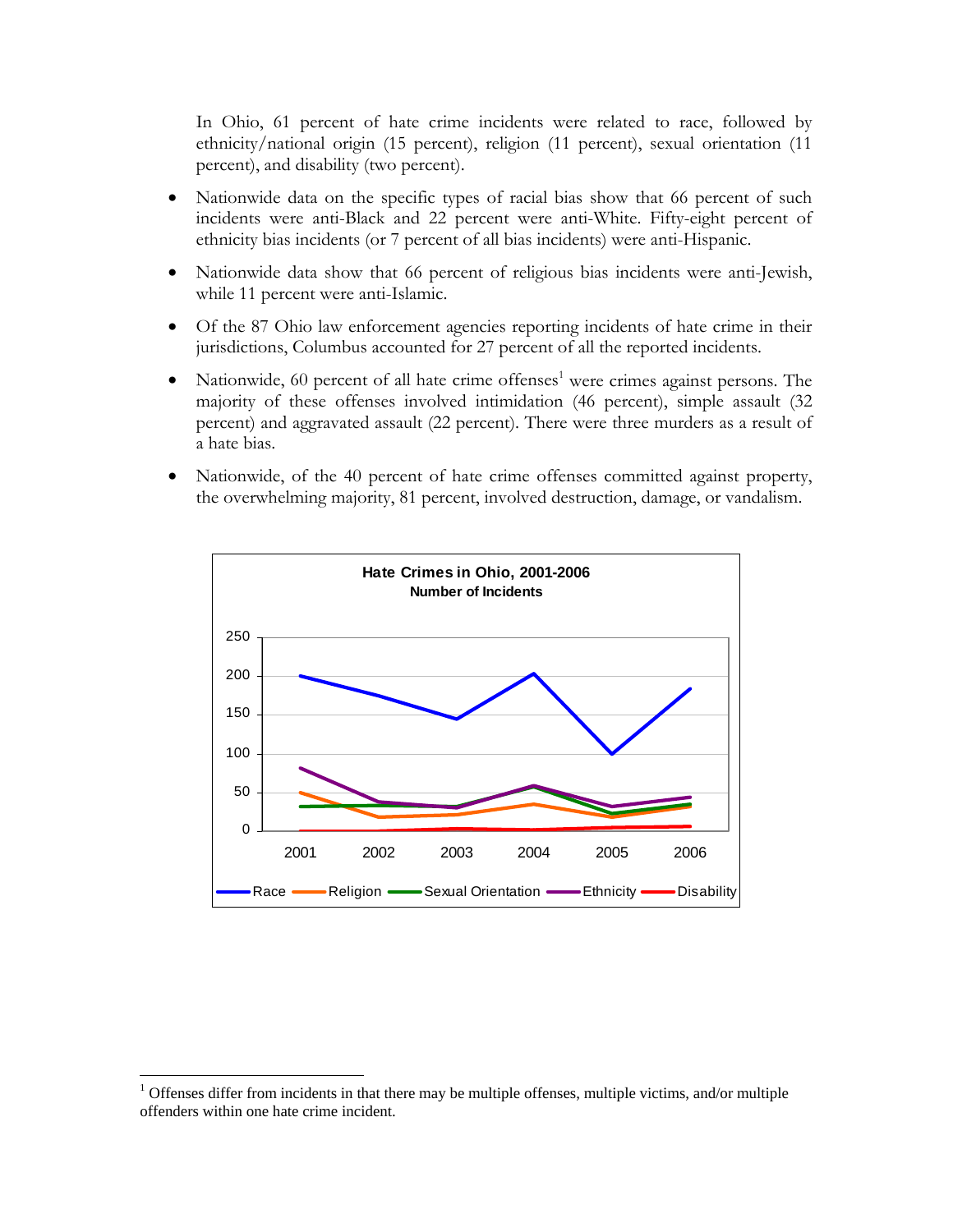In Ohio, 61 percent of hate crime incidents were related to race, followed by ethnicity/national origin (15 percent), religion (11 percent), sexual orientation (11 percent), and disability (two percent).

- Nationwide data on the specific types of racial bias show that 66 percent of such incidents were anti-Black and 22 percent were anti-White. Fifty-eight percent of ethnicity bias incidents (or 7 percent of all bias incidents) were anti-Hispanic.
- Nationwide data show that 66 percent of religious bias incidents were anti-Jewish, while 11 percent were anti-Islamic.
- Of the 87 Ohio law enforcement agencies reporting incidents of hate crime in their jurisdictions, Columbus accounted for 27 percent of all the reported incidents.
- Nationwide, 60 percent of all hate crime offenses[1] were crimes against persons. The majority of these offenses involved intimidation (46 percent), simple assault (32 percent) and aggravated assault (22 percent). There were three murders as a result of a hate bias.
- Nationwide, of the 40 percent of hate crime offenses committed against property, the overwhelming majority, 81 percent, involved destruction, damage, or vandalism.

**Hate Crimes in Ohio, 2001-2006**
**Number of Incidents**

250
200
150
100
50
0

2001 2002 2003 2004 2005 2006

Race, Religion, Sexual Orientation, Ethnicity, Disability

[1] Offenses differ from incidents in that there may be multiple offenses, multiple victims, and/or multiple offenders within one hate crime incident.